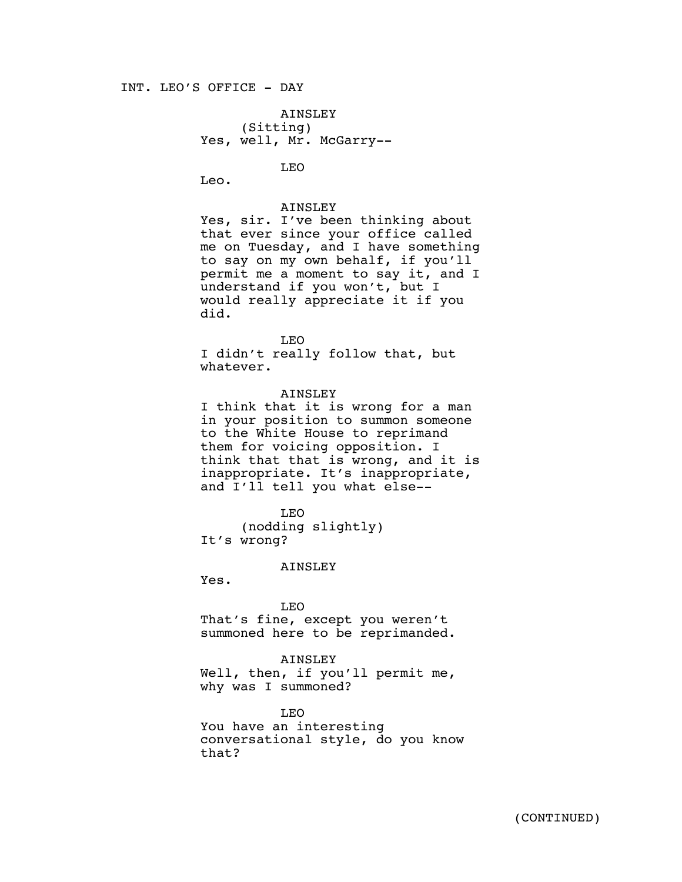INT. LEO'S OFFICE - DAY

AINSLEY
(Sitting)
Yes, well, Mr. McGarry--

LEO
Leo.

AINSLEY
Yes, sir. I've been thinking about that ever since your office called me on Tuesday, and I have something to say on my own behalf, if you'll permit me a moment to say it, and I understand if you won't, but I would really appreciate it if you did.

LEO
I didn't really follow that, but whatever.

AINSLEY
I think that it is wrong for a man in your position to summon someone to the White House to reprimand them for voicing opposition. I think that that is wrong, and it is inappropriate. It's inappropriate, and I'll tell you what else--

LEO
(nodding slightly)
It's wrong?

AINSLEY
Yes.

LEO
That's fine, except you weren't summoned here to be reprimanded.

AINSLEY
Well, then, if you'll permit me, why was I summoned?

LEO
You have an interesting conversational style, do you know that?

(CONTINUED)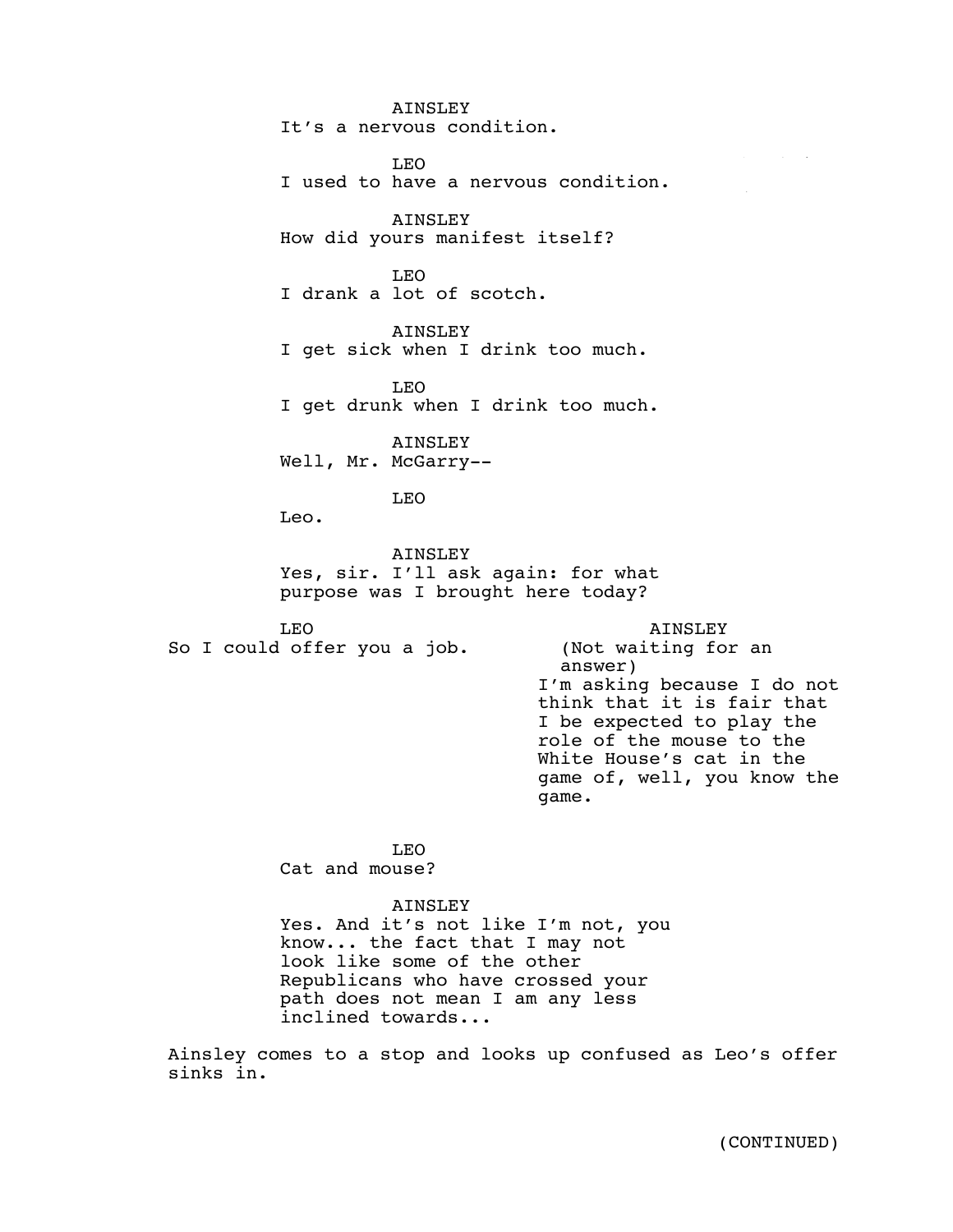AINSLEY
It's a nervous condition.

LEO
I used to have a nervous condition.

AINSLEY
How did yours manifest itself?

LEO
I drank a lot of scotch.

AINSLEY
I get sick when I drink too much.

LEO
I get drunk when I drink too much.

AINSLEY
Well, Mr. McGarry--

LEO
Leo.

AINSLEY
Yes, sir. I'll ask again: for what purpose was I brought here today?

LEO
So I could offer you a job.

AINSLEY
(Not waiting for an answer)
I'm asking because I do not think that it is fair that I be expected to play the role of the mouse to the White House's cat in the game of, well, you know the game.

LEO
Cat and mouse?

AINSLEY
Yes. And it's not like I'm not, you know... the fact that I may not look like some of the other Republicans who have crossed your path does not mean I am any less inclined towards...

Ainsley comes to a stop and looks up confused as Leo's offer sinks in.

(CONTINUED)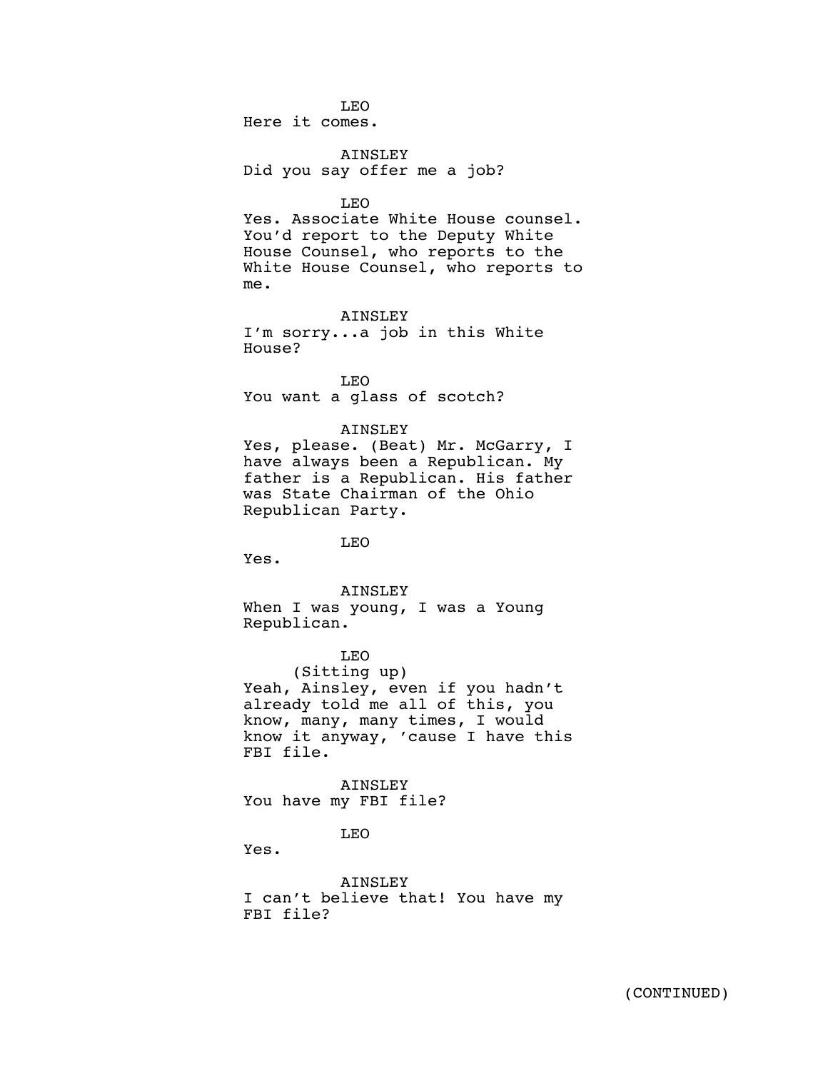LEO

Here it comes.

AINSLEY

Did you say offer me a job?

LEO

Yes. Associate White House counsel. You'd report to the Deputy White House Counsel, who reports to the White House Counsel, who reports to me.

AINSLEY

I'm sorry...a job in this White House?

LEO

You want a glass of scotch?

AINSLEY

Yes, please. (Beat) Mr. McGarry, I have always been a Republican. My father is a Republican. His father was State Chairman of the Ohio Republican Party.

LEO

Yes.

AINSLEY

When I was young, I was a Young Republican.

LEO

(Sitting up)

Yeah, Ainsley, even if you hadn't already told me all of this, you know, many, many times, I would know it anyway, 'cause I have this FBI file.

AINSLEY

You have my FBI file?

LEO

Yes.

AINSLEY

I can't believe that! You have my FBI file?

(CONTINUED)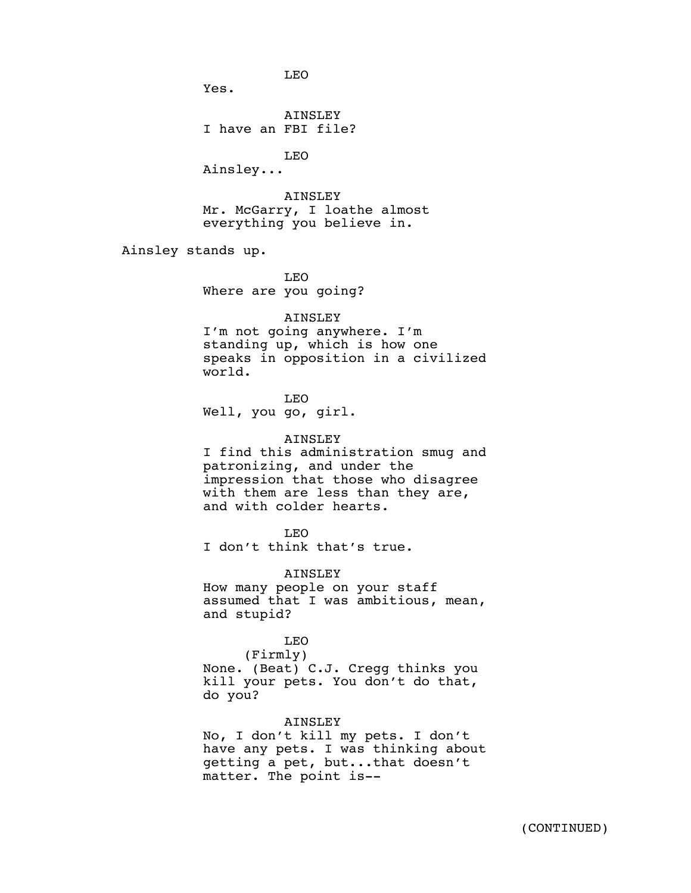LEO

Yes.

AINSLEY

I have an FBI file?

LEO

Ainsley...

AINSLEY

Mr. McGarry, I loathe almost everything you believe in.

Ainsley stands up.

LEO

Where are you going?

AINSLEY

I'm not going anywhere. I'm standing up, which is how one speaks in opposition in a civilized world.

LEO

Well, you go, girl.

AINSLEY

I find this administration smug and patronizing, and under the impression that those who disagree with them are less than they are, and with colder hearts.

LEO

I don't think that's true.

AINSLEY

How many people on your staff assumed that I was ambitious, mean, and stupid?

LEO

(Firmly)

None. (Beat) C.J. Cregg thinks you kill your pets. You don't do that, do you?

AINSLEY

No, I don't kill my pets. I don't have any pets. I was thinking about getting a pet, but...that doesn't matter. The point is--

(CONTINUED)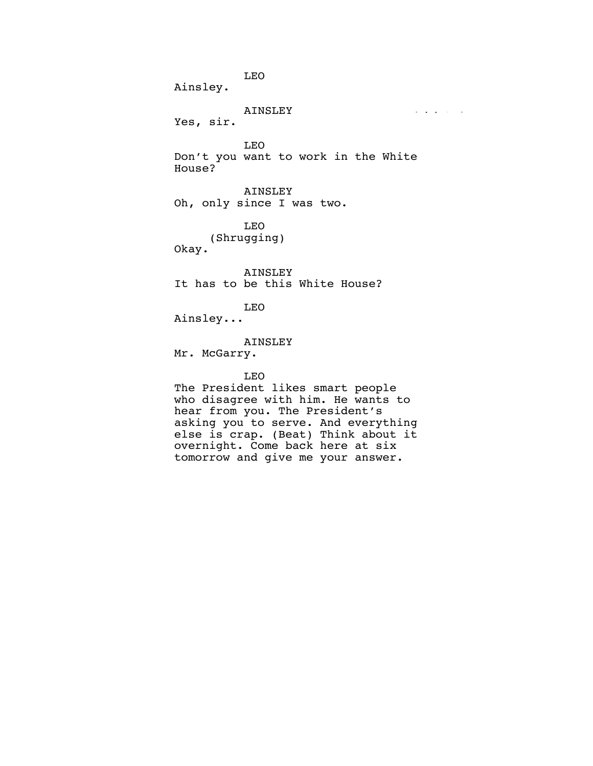LEO

Ainsley.

AINSLEY

Yes, sir.

LEO

Don't you want to work in the White House?

AINSLEY

Oh, only since I was two.

LEO

(Shrugging)

Okay.

AINSLEY

It has to be this White House?

LEO

Ainsley...

AINSLEY

Mr. McGarry.

LEO

The President likes smart people who disagree with him. He wants to hear from you. The President's asking you to serve. And everything else is crap. (Beat) Think about it overnight. Come back here at six tomorrow and give me your answer.